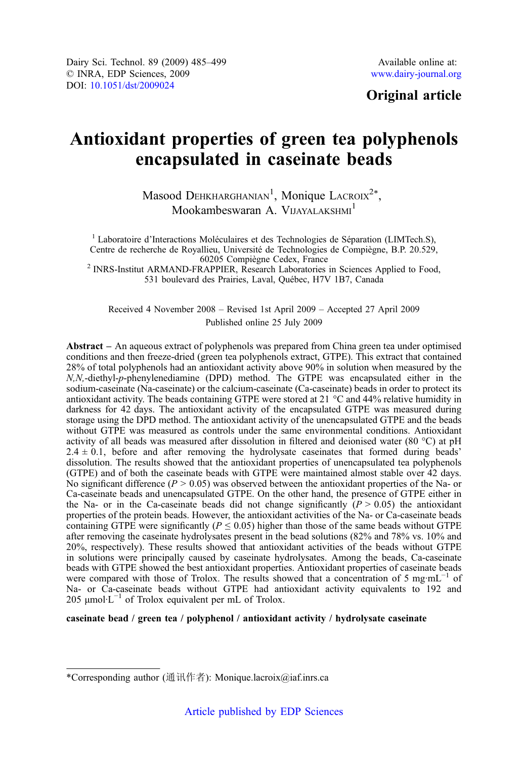Dairy Sci. Technol. 89 (2009) 485–499
© INRA, EDP Sciences, 2009
DOI: 10.1051/dst/2009024

Available online at:
www.dairy-journal.org

**Original article**

# Antioxidant properties of green tea polyphenols encapsulated in caseinate beads

Masood Dehkharghanian[1], Monique Lacroix[2]*, Mookambeswaran A. Vijayalakshmi[1]

[1] Laboratoire d'Interactions Moléculaires et des Technologies de Séparation (LIMTech.S), Centre de recherche de Royallieu, Université de Technologies de Compiègne, B.P. 20.529, 60205 Compiègne Cedex, France

[2] INRS-Institut ARMAND-FRAPPIER, Research Laboratories in Sciences Applied to Food, 531 boulevard des Prairies, Laval, Québec, H7V 1B7, Canada

Received 4 November 2008 – Revised 1st April 2009 – Accepted 27 April 2009

Published online 25 July 2009

**Abstract** – An aqueous extract of polyphenols was prepared from China green tea under optimised conditions and then freeze-dried (green tea polyphenols extract, GTPE). This extract that contained 28% of total polyphenols had an antioxidant activity above 90% in solution when measured by the *N,N,*-diethyl-*p*-phenylenediamine (DPD) method. The GTPE was encapsulated either in the sodium-caseinate (Na-caseinate) or the calcium-caseinate (Ca-caseinate) beads in order to protect its antioxidant activity. The beads containing GTPE were stored at 21 °C and 44% relative humidity in darkness for 42 days. The antioxidant activity of the encapsulated GTPE was measured during storage using the DPD method. The antioxidant activity of the unencapsulated GTPE and the beads without GTPE was measured as controls under the same environmental conditions. Antioxidant activity of all beads was measured after dissolution in filtered and deionised water (80 °C) at pH 2.4 ± 0.1, before and after removing the hydrolysate caseinates that formed during beads' dissolution. The results showed that the antioxidant properties of unencapsulated tea polyphenols (GTPE) and of both the caseinate beads with GTPE were maintained almost stable over 42 days. No significant difference ($P > 0.05$) was observed between the antioxidant properties of the Na- or Ca-caseinate beads and unencapsulated GTPE. On the other hand, the presence of GTPE either in the Na- or in the Ca-caseinate beads did not change significantly ($P > 0.05$) the antioxidant properties of the protein beads. However, the antioxidant activities of the Na- or Ca-caseinate beads containing GTPE were significantly ($P \leq 0.05$) higher than those of the same beads without GTPE after removing the caseinate hydrolysates present in the bead solutions (82% and 78% vs. 10% and 20%, respectively). These results showed that antioxidant activities of the beads without GTPE in solutions were principally caused by caseinate hydrolysates. Among the beads, Ca-caseinate beads with GTPE showed the best antioxidant properties. Antioxidant properties of caseinate beads were compared with those of Trolox. The results showed that a concentration of 5 $mg \cdot mL^{-1}$ of Na- or Ca-caseinate beads without GTPE had antioxidant activity equivalents to 192 and 205 $\mu mol \cdot L^{-1}$ of Trolox equivalent per mL of Trolox.

**caseinate bead / green tea / polyphenol / antioxidant activity / hydrolysate caseinate**

---

*Corresponding author (通讯作者): Monique.lacroix@iaf.inrs.ca

Article published by EDP Sciences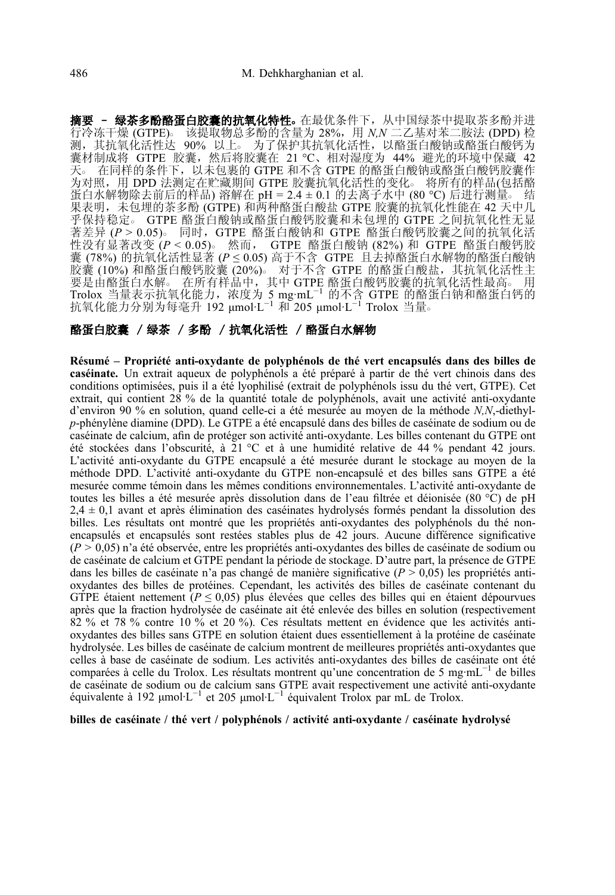**摘要 – 绿茶多酚酪蛋白胶囊的抗氧化特性。**在最优条件下，从中国绿茶中提取茶多酚并进行冷冻干燥 (GTPE)。该提取物总多酚的含量为 28%，用 *N,N* 二乙基对苯二胺法 (DPD) 检测，其抗氧化活性达 90% 以上。为了保护其抗氧化活性，以酪蛋白酸钠或酪蛋白酸钙为囊材制成将 GTPE 胶囊，然后将胶囊在 21 °C、相对湿度为 44% 避光的环境中保藏 42 天。在同样的条件下，以未包裹的 GTPE 和不含 GTPE 的酪蛋白酸钠或酪蛋白酸钙胶囊作为对照，用 DPD 法测定在贮藏期间 GTPE 胶囊抗氧化活性的变化。将所有的样品(包括酪蛋白水解物除去前后的样品) 溶解在 pH = 2.4 ± 0.1 的去离子水中 (80 °C) 后进行测量。结果表明，未包埋的茶多酚 (GTPE) 和两种酪蛋白酸盐 GTPE 胶囊的抗氧化性能在 42 天中几乎保持稳定。GTPE 酪蛋白酸钠或酪蛋白酸钙胶囊和未包埋的 GTPE 之间抗氧化性无显著差异 ($P > 0.05$)。同时，GTPE 酪蛋白酸钠和 GTPE 酪蛋白酸钙胶囊之间的抗氧化活性没有显著改变 ($P < 0.05$)。然而，GTPE 酪蛋白酸钠 (82%) 和 GTPE 酪蛋白酸钙胶囊 (78%) 的抗氧化活性显著 ($P \leq 0.05$) 高于不含 GTPE 且去掉酪蛋白水解物的酪蛋白酸钠胶囊 (10%) 和酪蛋白酸钙胶囊 (20%)。对于不含 GTPE 的酪蛋白酸盐，其抗氧化活性主要是由酪蛋白水解。在所有样品中，其中 GTPE 酪蛋白酸钙胶囊的抗氧化活性最高。用 Trolox 当量表示抗氧化能力，浓度为 5 mg·mL$^{-1}$ 的不含 GTPE 的酪蛋白钠和酪蛋白钙的抗氧化能力分别为每毫升 192 μmol·L$^{-1}$ 和 205 μmol·L$^{-1}$ Trolox 当量。

**酪蛋白胶囊 / 绿茶 / 多酚 / 抗氧化活性 / 酪蛋白水解物**

**Résumé – Propriété anti-oxydante de polyphénols de thé vert encapsulés dans des billes de caséinate.** Un extrait aqueux de polyphénols a été préparé à partir de thé vert chinois dans des conditions optimisées, puis il a été lyophilisé (extrait de polyphénols issu du thé vert, GTPE). Cet extrait, qui contient 28 % de la quantité totale de polyphénols, avait une activité anti-oxydante d'environ 90 % en solution, quand celle-ci a été mesurée au moyen de la méthode *N,N*,-diethyl-*p*-phénylène diamine (DPD). Le GTPE a été encapsulé dans des billes de caséinate de sodium ou de caséinate de calcium, afin de protéger son activité anti-oxydante. Les billes contenant du GTPE ont été stockées dans l'obscurité, à 21 °C et à une humidité relative de 44 % pendant 42 jours. L'activité anti-oxydante du GTPE encapsulé a été mesurée durant le stockage au moyen de la méthode DPD. L'activité anti-oxydante du GTPE non-encapsulé et des billes sans GTPE a été mesurée comme témoin dans les mêmes conditions environnementales. L'activité anti-oxydante de toutes les billes a été mesurée après dissolution dans de l'eau filtrée et déionisée (80 °C) de pH 2,4 ± 0,1 avant et après élimination des caséinates hydrolysés formés pendant la dissolution des billes. Les résultats ont montré que les propriétés anti-oxydantes des polyphénols du thé non-encapsulés et encapsulés sont restées stables plus de 42 jours. Aucune différence significative ($P > 0{,}05$) n'a été observée, entre les propriétés anti-oxydantes des billes de caséinate de sodium ou de caséinate de calcium et GTPE pendant la période de stockage. D'autre part, la présence de GTPE dans les billes de caséinate n'a pas changé de manière significative ($P > 0{,}05$) les propriétés anti-oxydantes des billes de protéines. Cependant, les activités des billes de caséinate contenant du GTPE étaient nettement ($P \leq 0{,}05$) plus élevées que celles des billes qui en étaient dépourvues après que la fraction hydrolysée de caséinate ait été enlevée des billes en solution (respectivement 82 % et 78 % contre 10 % et 20 %). Ces résultats mettent en évidence que les activités anti-oxydantes des billes sans GTPE en solution étaient dues essentiellement à la protéine de caséinate hydrolysée. Les billes de caséinate de calcium montrent de meilleures propriétés anti-oxydantes que celles à base de caséinate de sodium. Les activités anti-oxydantes des billes de caséinate ont été comparées à celle du Trolox. Les résultats montrent qu'une concentration de 5 mg·mL$^{-1}$ de billes de caséinate de sodium ou de calcium sans GTPE avait respectivement une activité anti-oxydante équivalente à 192 μmol·L$^{-1}$ et 205 μmol·L$^{-1}$ équivalent Trolox par mL de Trolox.

**billes de caséinate / thé vert / polyphénols / activité anti-oxydante / caséinate hydrolysé**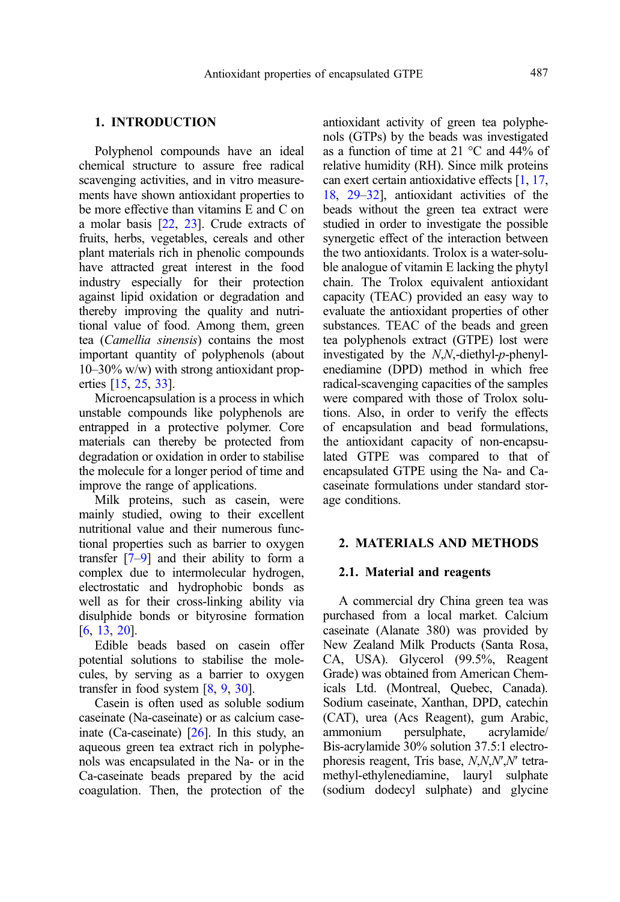## 1. INTRODUCTION

Polyphenol compounds have an ideal chemical structure to assure free radical scavenging activities, and in vitro measurements have shown antioxidant properties to be more effective than vitamins E and C on a molar basis [22, 23]. Crude extracts of fruits, herbs, vegetables, cereals and other plant materials rich in phenolic compounds have attracted great interest in the food industry especially for their protection against lipid oxidation or degradation and thereby improving the quality and nutritional value of food. Among them, green tea (*Camellia sinensis*) contains the most important quantity of polyphenols (about 10–30% w/w) with strong antioxidant properties [15, 25, 33].

Microencapsulation is a process in which unstable compounds like polyphenols are entrapped in a protective polymer. Core materials can thereby be protected from degradation or oxidation in order to stabilise the molecule for a longer period of time and improve the range of applications.

Milk proteins, such as casein, were mainly studied, owing to their excellent nutritional value and their numerous functional properties such as barrier to oxygen transfer [7–9] and their ability to form a complex due to intermolecular hydrogen, electrostatic and hydrophobic bonds as well as for their cross-linking ability via disulphide bonds or bityrosine formation [6, 13, 20].

Edible beads based on casein offer potential solutions to stabilise the molecules, by serving as a barrier to oxygen transfer in food system [8, 9, 30].

Casein is often used as soluble sodium caseinate (Na-caseinate) or as calcium caseinate (Ca-caseinate) [26]. In this study, an aqueous green tea extract rich in polyphenols was encapsulated in the Na- or in the Ca-caseinate beads prepared by the acid coagulation. Then, the protection of the antioxidant activity of green tea polyphenols (GTPs) by the beads was investigated as a function of time at 21 °C and 44% of relative humidity (RH). Since milk proteins can exert certain antioxidative effects [1, 17, 18, 29–32], antioxidant activities of the beads without the green tea extract were studied in order to investigate the possible synergetic effect of the interaction between the two antioxidants. Trolox is a water-soluble analogue of vitamin E lacking the phytyl chain. The Trolox equivalent antioxidant capacity (TEAC) provided an easy way to evaluate the antioxidant properties of other substances. TEAC of the beads and green tea polyphenols extract (GTPE) lost were investigated by the *N*,*N*,-diethyl-*p*-phenylenediamine (DPD) method in which free radical-scavenging capacities of the samples were compared with those of Trolox solutions. Also, in order to verify the effects of encapsulation and bead formulations, the antioxidant capacity of non-encapsulated GTPE was compared to that of encapsulated GTPE using the Na- and Ca-caseinate formulations under standard storage conditions.

## 2. MATERIALS AND METHODS

### 2.1. Material and reagents

A commercial dry China green tea was purchased from a local market. Calcium caseinate (Alanate 380) was provided by New Zealand Milk Products (Santa Rosa, CA, USA). Glycerol (99.5%, Reagent Grade) was obtained from American Chemicals Ltd. (Montreal, Quebec, Canada). Sodium caseinate, Xanthan, DPD, catechin (CAT), urea (Acs Reagent), gum Arabic, ammonium persulphate, acrylamide/Bis-acrylamide 30% solution 37.5:1 electrophoresis reagent, Tris base, *N*,*N*,*N*′,*N*′ tetramethyl-ethylenediamine, lauryl sulphate (sodium dodecyl sulphate) and glycine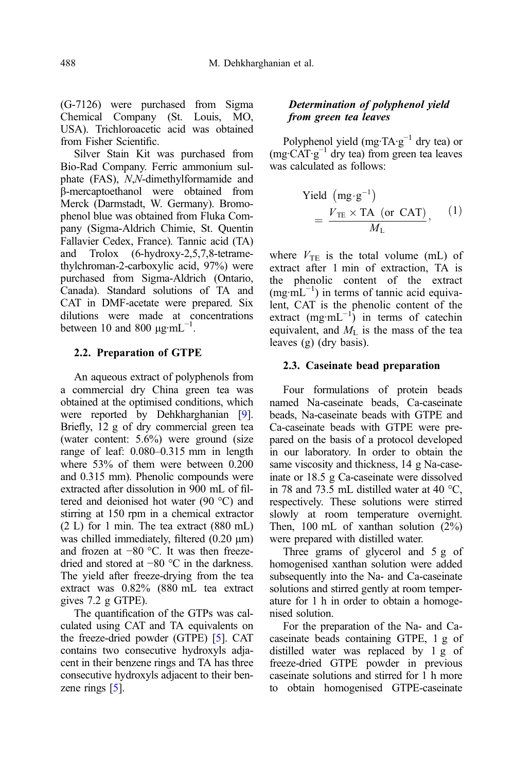(G-7126) were purchased from Sigma Chemical Company (St. Louis, MO, USA). Trichloroacetic acid was obtained from Fisher Scientific.

Silver Stain Kit was purchased from Bio-Rad Company. Ferric ammonium sulphate (FAS), *N*,*N*-dimethylformamide and β-mercaptoethanol were obtained from Merck (Darmstadt, W. Germany). Bromophenol blue was obtained from Fluka Company (Sigma-Aldrich Chimie, St. Quentin Fallavier Cedex, France). Tannic acid (TA) and Trolox (6-hydroxy-2,5,7,8-tetramethylchroman-2-carboxylic acid, 97%) were purchased from Sigma-Aldrich (Ontario, Canada). Standard solutions of TA and CAT in DMF-acetate were prepared. Six dilutions were made at concentrations between 10 and 800 $\mu g \cdot mL^{-1}$.

### 2.2. Preparation of GTPE

An aqueous extract of polyphenols from a commercial dry China green tea was obtained at the optimised conditions, which were reported by Dehkharghanian [9]. Briefly, 12 g of dry commercial green tea (water content: 5.6%) were ground (size range of leaf: 0.080–0.315 mm in length where 53% of them were between 0.200 and 0.315 mm). Phenolic compounds were extracted after dissolution in 900 mL of filtered and deionised hot water (90 °C) and stirring at 150 rpm in a chemical extractor (2 L) for 1 min. The tea extract (880 mL) was chilled immediately, filtered (0.20 μm) and frozen at −80 °C. It was then freeze-dried and stored at −80 °C in the darkness. The yield after freeze-drying from the tea extract was 0.82% (880 mL tea extract gives 7.2 g GTPE).

The quantification of the GTPs was calculated using CAT and TA equivalents on the freeze-dried powder (GTPE) [5]. CAT contains two consecutive hydroxyls adjacent in their benzene rings and TA has three consecutive hydroxyls adjacent to their benzene rings [5].

#### *Determination of polyphenol yield from green tea leaves*

Polyphenol yield ($mg \cdot TA \cdot g^{-1}$ dry tea) or ($mg \cdot CAT \cdot g^{-1}$ dry tea) from green tea leaves was calculated as follows:

$$\text{Yield}\ \left(\text{mg}\cdot\text{g}^{-1}\right) = \frac{V_{\text{TE}} \times \text{TA}\ \ (\text{or CAT})}{M_{\text{L}}}, \quad (1)$$

where $V_{TE}$ is the total volume (mL) of extract after 1 min of extraction, TA is the phenolic content of the extract ($mg \cdot mL^{-1}$) in terms of tannic acid equivalent, CAT is the phenolic content of the extract ($mg \cdot mL^{-1}$) in terms of catechin equivalent, and $M_L$ is the mass of the tea leaves (g) (dry basis).

### 2.3. Caseinate bead preparation

Four formulations of protein beads named Na-caseinate beads, Ca-caseinate beads, Na-caseinate beads with GTPE and Ca-caseinate beads with GTPE were prepared on the basis of a protocol developed in our laboratory. In order to obtain the same viscosity and thickness, 14 g Na-caseinate or 18.5 g Ca-caseinate were dissolved in 78 and 73.5 mL distilled water at 40 °C, respectively. These solutions were stirred slowly at room temperature overnight. Then, 100 mL of xanthan solution (2%) were prepared with distilled water.

Three grams of glycerol and 5 g of homogenised xanthan solution were added subsequently into the Na- and Ca-caseinate solutions and stirred gently at room temperature for 1 h in order to obtain a homogenised solution.

For the preparation of the Na- and Ca-caseinate beads containing GTPE, 1 g of distilled water was replaced by 1 g of freeze-dried GTPE powder in previous caseinate solutions and stirred for 1 h more to obtain homogenised GTPE-caseinate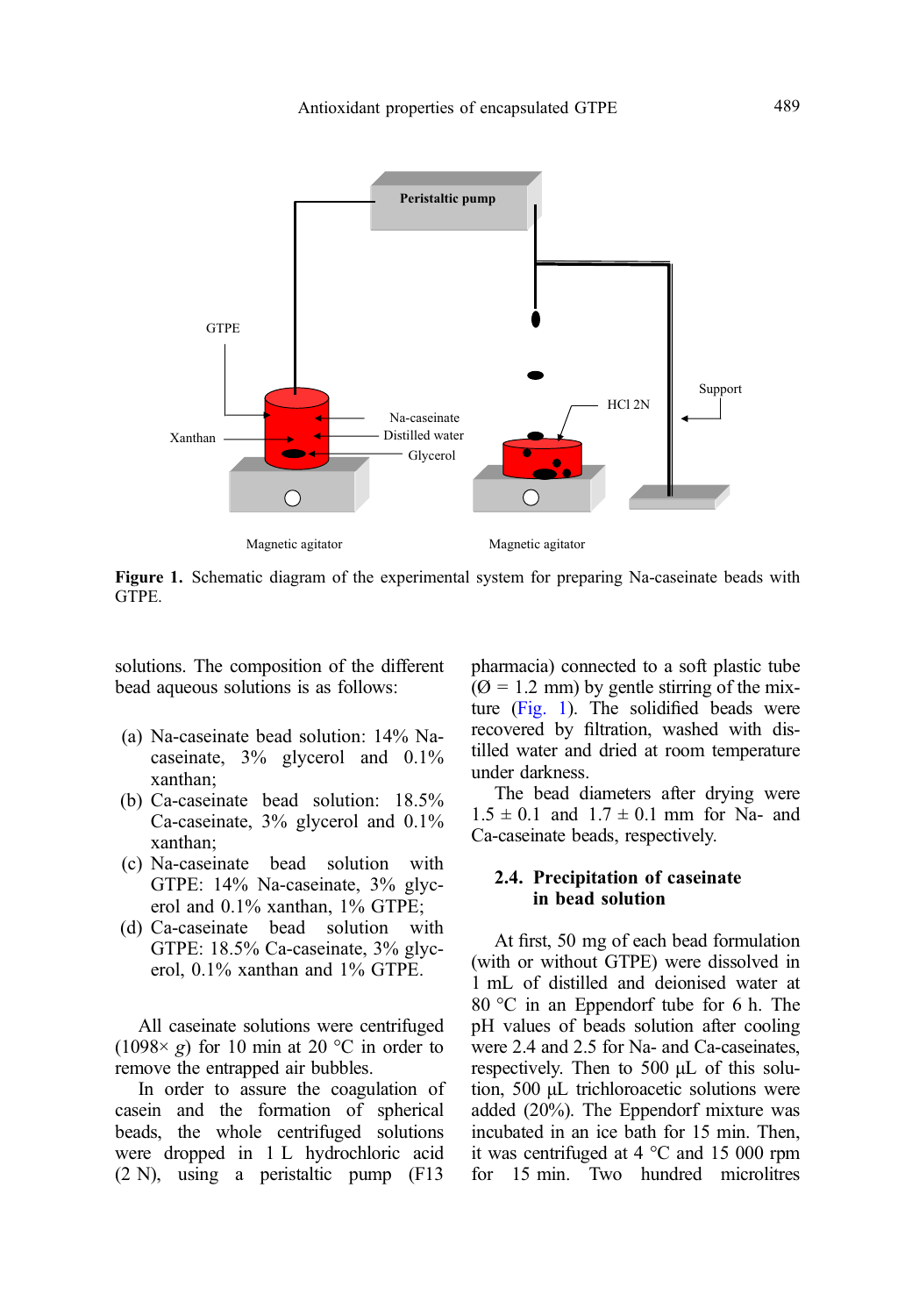**Figure 1.** Schematic diagram of the experimental system for preparing Na-caseinate beads with GTPE.

solutions. The composition of the different bead aqueous solutions is as follows:

(a) Na-caseinate bead solution: 14% Na-caseinate, 3% glycerol and 0.1% xanthan;
(b) Ca-caseinate bead solution: 18.5% Ca-caseinate, 3% glycerol and 0.1% xanthan;
(c) Na-caseinate bead solution with GTPE: 14% Na-caseinate, 3% glycerol and 0.1% xanthan, 1% GTPE;
(d) Ca-caseinate bead solution with GTPE: 18.5% Ca-caseinate, 3% glycerol, 0.1% xanthan and 1% GTPE.

All caseinate solutions were centrifuged (1098× *g*) for 10 min at 20 °C in order to remove the entrapped air bubbles.

In order to assure the coagulation of casein and the formation of spherical beads, the whole centrifuged solutions were dropped in 1 L hydrochloric acid (2 N), using a peristaltic pump (F13 pharmacia) connected to a soft plastic tube (Ø = 1.2 mm) by gentle stirring of the mixture (Fig. 1). The solidified beads were recovered by filtration, washed with distilled water and dried at room temperature under darkness.

The bead diameters after drying were 1.5 ± 0.1 and 1.7 ± 0.1 mm for Na- and Ca-caseinate beads, respectively.

### 2.4. Precipitation of caseinate in bead solution

At first, 50 mg of each bead formulation (with or without GTPE) were dissolved in 1 mL of distilled and deionised water at 80 °C in an Eppendorf tube for 6 h. The pH values of beads solution after cooling were 2.4 and 2.5 for Na- and Ca-caseinates, respectively. Then to 500 μL of this solution, 500 μL trichloroacetic solutions were added (20%). The Eppendorf mixture was incubated in an ice bath for 15 min. Then, it was centrifuged at 4 °C and 15 000 rpm for 15 min. Two hundred microlitres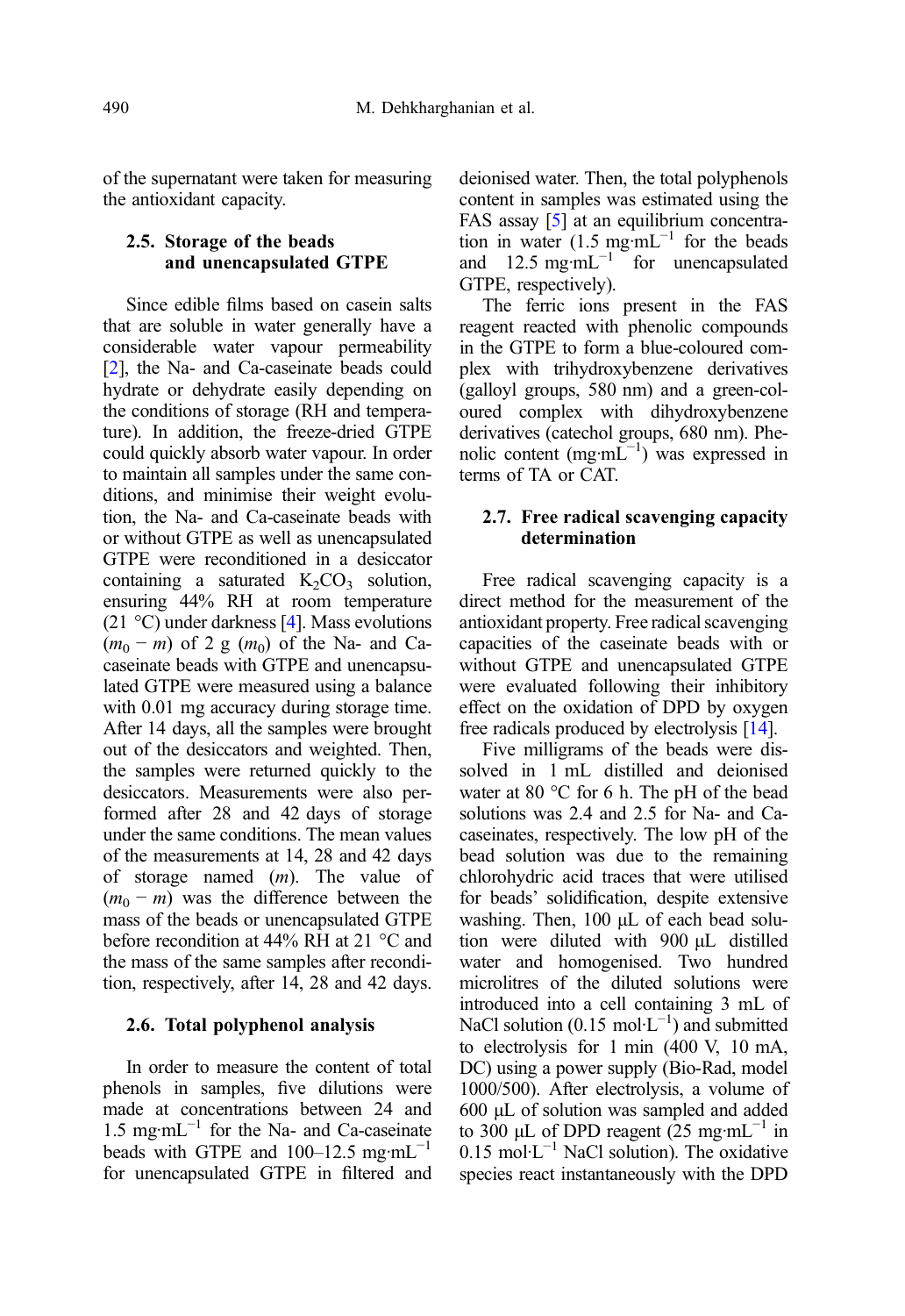of the supernatant were taken for measuring the antioxidant capacity.

### 2.5. Storage of the beads and unencapsulated GTPE

Since edible films based on casein salts that are soluble in water generally have a considerable water vapour permeability [2], the Na- and Ca-caseinate beads could hydrate or dehydrate easily depending on the conditions of storage (RH and temperature). In addition, the freeze-dried GTPE could quickly absorb water vapour. In order to maintain all samples under the same conditions, and minimise their weight evolution, the Na- and Ca-caseinate beads with or without GTPE as well as unencapsulated GTPE were reconditioned in a desiccator containing a saturated $K_2CO_3$ solution, ensuring 44% RH at room temperature (21 °C) under darkness [4]. Mass evolutions ($m_0 - m$) of 2 g ($m_0$) of the Na- and Ca-caseinate beads with GTPE and unencapsulated GTPE were measured using a balance with 0.01 mg accuracy during storage time. After 14 days, all the samples were brought out of the desiccators and weighted. Then, the samples were returned quickly to the desiccators. Measurements were also performed after 28 and 42 days of storage under the same conditions. The mean values of the measurements at 14, 28 and 42 days of storage named ($m$). The value of ($m_0 - m$) was the difference between the mass of the beads or unencapsulated GTPE before recondition at 44% RH at 21 °C and the mass of the same samples after recondition, respectively, after 14, 28 and 42 days.

### 2.6. Total polyphenol analysis

In order to measure the content of total phenols in samples, five dilutions were made at concentrations between 24 and 1.5 mg·mL$^{-1}$ for the Na- and Ca-caseinate beads with GTPE and 100–12.5 mg·mL$^{-1}$ for unencapsulated GTPE in filtered and deionised water. Then, the total polyphenols content in samples was estimated using the FAS assay [5] at an equilibrium concentration in water (1.5 mg·mL$^{-1}$ for the beads and 12.5 mg·mL$^{-1}$ for unencapsulated GTPE, respectively).

The ferric ions present in the FAS reagent reacted with phenolic compounds in the GTPE to form a blue-coloured complex with trihydroxybenzene derivatives (galloyl groups, 580 nm) and a green-coloured complex with dihydroxybenzene derivatives (catechol groups, 680 nm). Phenolic content (mg·mL$^{-1}$) was expressed in terms of TA or CAT.

### 2.7. Free radical scavenging capacity determination

Free radical scavenging capacity is a direct method for the measurement of the antioxidant property. Free radical scavenging capacities of the caseinate beads with or without GTPE and unencapsulated GTPE were evaluated following their inhibitory effect on the oxidation of DPD by oxygen free radicals produced by electrolysis [14].

Five milligrams of the beads were dissolved in 1 mL distilled and deionised water at 80 °C for 6 h. The pH of the bead solutions was 2.4 and 2.5 for Na- and Ca-caseinates, respectively. The low pH of the bead solution was due to the remaining chlorohydric acid traces that were utilised for beads' solidification, despite extensive washing. Then, 100 µL of each bead solution were diluted with 900 µL distilled water and homogenised. Two hundred microlitres of the diluted solutions were introduced into a cell containing 3 mL of NaCl solution (0.15 mol·L$^{-1}$) and submitted to electrolysis for 1 min (400 V, 10 mA, DC) using a power supply (Bio-Rad, model 1000/500). After electrolysis, a volume of 600 µL of solution was sampled and added to 300 µL of DPD reagent (25 mg·mL$^{-1}$ in 0.15 mol·L$^{-1}$ NaCl solution). The oxidative species react instantaneously with the DPD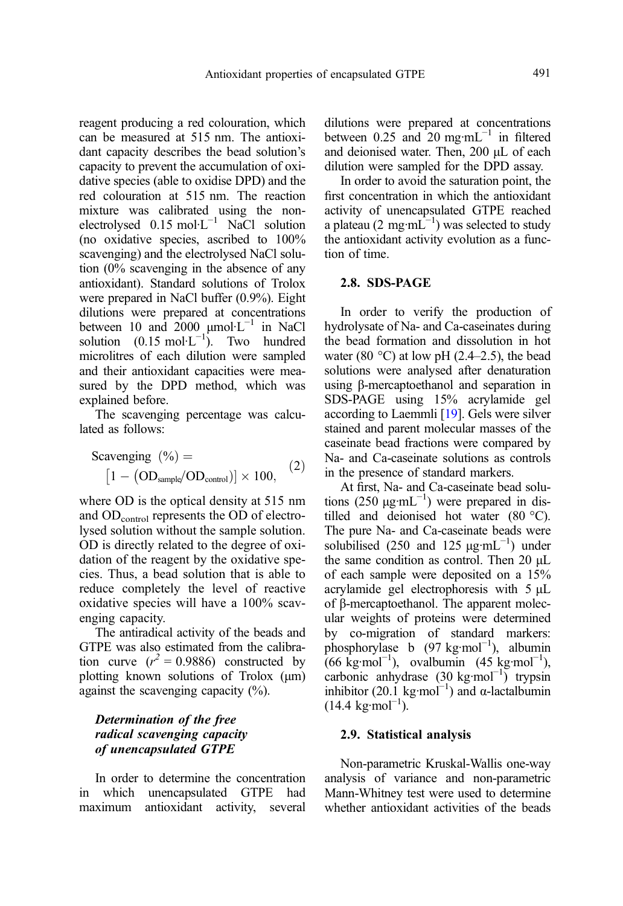reagent producing a red colouration, which can be measured at 515 nm. The antioxidant capacity describes the bead solution's capacity to prevent the accumulation of oxidative species (able to oxidise DPD) and the red colouration at 515 nm. The reaction mixture was calibrated using the non-electrolysed 0.15 mol·L$^{-1}$ NaCl solution (no oxidative species, ascribed to 100% scavenging) and the electrolysed NaCl solution (0% scavenging in the absence of any antioxidant). Standard solutions of Trolox were prepared in NaCl buffer (0.9%). Eight dilutions were prepared at concentrations between 10 and 2000 μmol·L$^{-1}$ in NaCl solution (0.15 mol·L$^{-1}$). Two hundred microlitres of each dilution were sampled and their antioxidant capacities were measured by the DPD method, which was explained before.

The scavenging percentage was calculated as follows:

$$\text{Scavenging (\%)} = \left[1 - \left(\text{OD}_{\text{sample}}/\text{OD}_{\text{control}}\right)\right] \times 100, \quad (2)$$

where OD is the optical density at 515 nm and $\text{OD}_{\text{control}}$ represents the OD of electrolysed solution without the sample solution. OD is directly related to the degree of oxidation of the reagent by the oxidative species. Thus, a bead solution that is able to reduce completely the level of reactive oxidative species will have a 100% scavenging capacity.

The antiradical activity of the beads and GTPE was also estimated from the calibration curve ($r^2 = 0.9886$) constructed by plotting known solutions of Trolox (μm) against the scavenging capacity (%).

#### *Determination of the free radical scavenging capacity of unencapsulated GTPE*

In order to determine the concentration in which unencapsulated GTPE had maximum antioxidant activity, several dilutions were prepared at concentrations between 0.25 and 20 mg·mL$^{-1}$ in filtered and deionised water. Then, 200 μL of each dilution were sampled for the DPD assay.

In order to avoid the saturation point, the first concentration in which the antioxidant activity of unencapsulated GTPE reached a plateau (2 mg·mL$^{-1}$) was selected to study the antioxidant activity evolution as a function of time.

### 2.8. SDS-PAGE

In order to verify the production of hydrolysate of Na- and Ca-caseinates during the bead formation and dissolution in hot water (80 °C) at low pH (2.4–2.5), the bead solutions were analysed after denaturation using β-mercaptoethanol and separation in SDS-PAGE using 15% acrylamide gel according to Laemmli [19]. Gels were silver stained and parent molecular masses of the caseinate bead fractions were compared by Na- and Ca-caseinate solutions as controls in the presence of standard markers.

At first, Na- and Ca-caseinate bead solutions (250 μg·mL$^{-1}$) were prepared in distilled and deionised hot water (80 °C). The pure Na- and Ca-caseinate beads were solubilised (250 and 125 μg·mL$^{-1}$) under the same condition as control. Then 20 μL of each sample were deposited on a 15% acrylamide gel electrophoresis with 5 μL of β-mercaptoethanol. The apparent molecular weights of proteins were determined by co-migration of standard markers: phosphorylase b (97 kg·mol$^{-1}$), albumin (66 kg·mol$^{-1}$), ovalbumin (45 kg·mol$^{-1}$), carbonic anhydrase (30 kg·mol$^{-1}$) trypsin inhibitor (20.1 kg·mol$^{-1}$) and α-lactalbumin (14.4 kg·mol$^{-1}$).

### 2.9. Statistical analysis

Non-parametric Kruskal-Wallis one-way analysis of variance and non-parametric Mann-Whitney test were used to determine whether antioxidant activities of the beads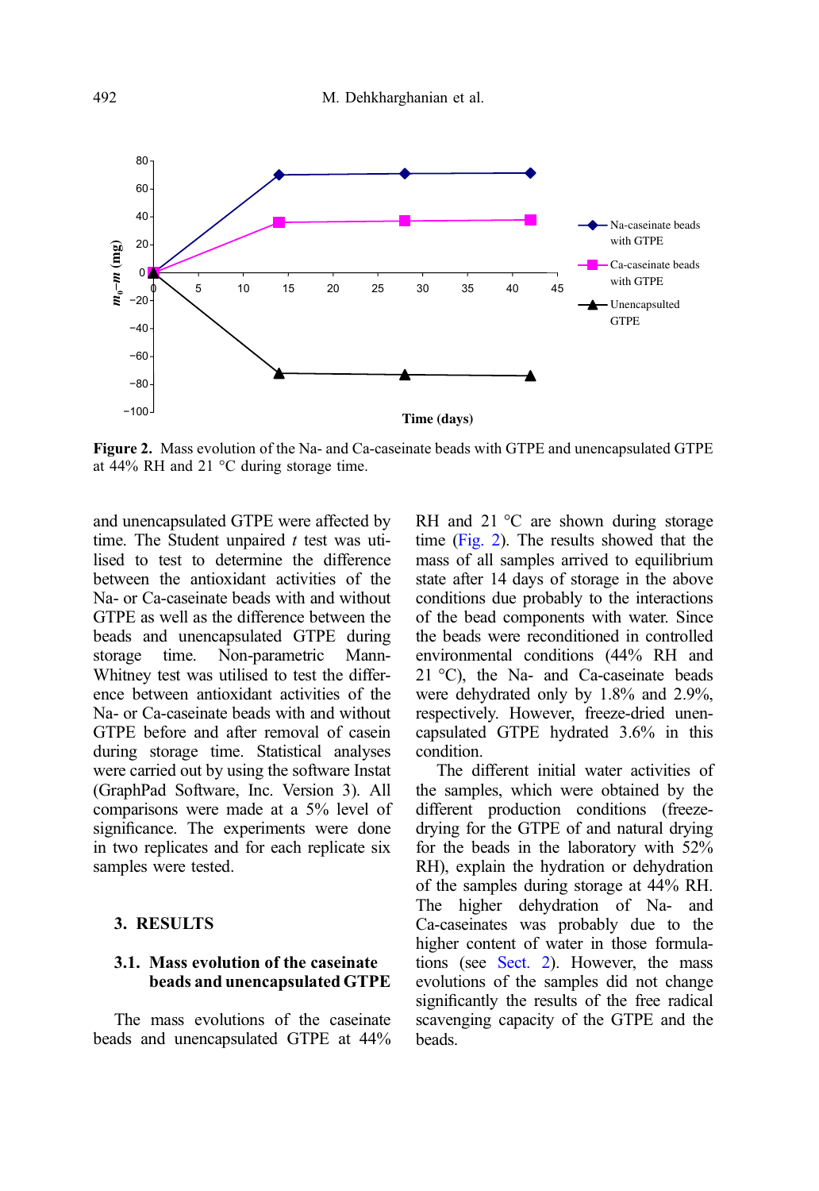Figure 2. Mass evolution of the Na- and Ca-caseinate beads with GTPE and unencapsulated GTPE at 44% RH and 21 °C during storage time.

and unencapsulated GTPE were affected by time. The Student unpaired *t* test was utilised to test to determine the difference between the antioxidant activities of the Na- or Ca-caseinate beads with and without GTPE as well as the difference between the beads and unencapsulated GTPE during storage time. Non-parametric Mann-Whitney test was utilised to test the difference between antioxidant activities of the Na- or Ca-caseinate beads with and without GTPE before and after removal of casein during storage time. Statistical analyses were carried out by using the software Instat (GraphPad Software, Inc. Version 3). All comparisons were made at a 5% level of significance. The experiments were done in two replicates and for each replicate six samples were tested.

## 3. RESULTS

### 3.1. Mass evolution of the caseinate beads and unencapsulated GTPE

The mass evolutions of the caseinate beads and unencapsulated GTPE at 44% RH and 21 °C are shown during storage time (Fig. 2). The results showed that the mass of all samples arrived to equilibrium state after 14 days of storage in the above conditions due probably to the interactions of the bead components with water. Since the beads were reconditioned in controlled environmental conditions (44% RH and 21 °C), the Na- and Ca-caseinate beads were dehydrated only by 1.8% and 2.9%, respectively. However, freeze-dried unencapsulated GTPE hydrated 3.6% in this condition.

The different initial water activities of the samples, which were obtained by the different production conditions (freeze-drying for the GTPE of and natural drying for the beads in the laboratory with 52% RH), explain the hydration or dehydration of the samples during storage at 44% RH. The higher dehydration of Na- and Ca-caseinates was probably due to the higher content of water in those formulations (see Sect. 2). However, the mass evolutions of the samples did not change significantly the results of the free radical scavenging capacity of the GTPE and the beads.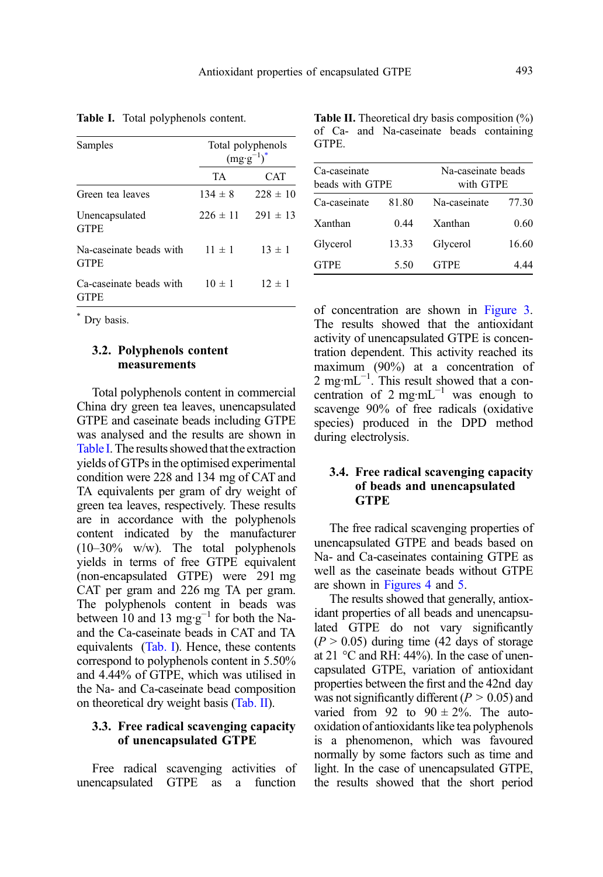**Table I.** Total polyphenols content.

| Samples | Total polyphenols ($mg \cdot g^{-1}$)* | |
|---|---|---|
| | TA | CAT |
| Green tea leaves | 134 ± 8 | 228 ± 10 |
| Unencapsulated GTPE | 226 ± 11 | 291 ± 13 |
| Na-caseinate beads with GTPE | 11 ± 1 | 13 ± 1 |
| Ca-caseinate beads with GTPE | 10 ± 1 | 12 ± 1 |

* Dry basis.

### 3.2. Polyphenols content measurements

Total polyphenols content in commercial China dry green tea leaves, unencapsulated GTPE and caseinate beads including GTPE was analysed and the results are shown in Table I. The results showed that the extraction yields of GTPs in the optimised experimental condition were 228 and 134 mg of CAT and TA equivalents per gram of dry weight of green tea leaves, respectively. These results are in accordance with the polyphenols content indicated by the manufacturer (10–30% w/w). The total polyphenols yields in terms of free GTPE equivalent (non-encapsulated GTPE) were 291 mg CAT per gram and 226 mg TA per gram. The polyphenols content in beads was between 10 and 13 $mg \cdot g^{-1}$ for both the Na- and the Ca-caseinate beads in CAT and TA equivalents (Tab. I). Hence, these contents correspond to polyphenols content in 5.50% and 4.44% of GTPE, which was utilised in the Na- and Ca-caseinate bead composition on theoretical dry weight basis (Tab. II).

**Table II.** Theoretical dry basis composition (%) of Ca- and Na-caseinate beads containing GTPE.

| Ca-caseinate beads with GTPE | | Na-caseinate beads with GTPE | |
|---|---|---|---|
| Ca-caseinate | 81.80 | Na-caseinate | 77.30 |
| Xanthan | 0.44 | Xanthan | 0.60 |
| Glycerol | 13.33 | Glycerol | 16.60 |
| GTPE | 5.50 | GTPE | 4.44 |

### 3.3. Free radical scavenging capacity of unencapsulated GTPE

Free radical scavenging activities of unencapsulated GTPE as a function of concentration are shown in Figure 3. The results showed that the antioxidant activity of unencapsulated GTPE is concentration dependent. This activity reached its maximum (90%) at a concentration of 2 $mg \cdot mL^{-1}$. This result showed that a concentration of 2 $mg \cdot mL^{-1}$ was enough to scavenge 90% of free radicals (oxidative species) produced in the DPD method during electrolysis.

### 3.4. Free radical scavenging capacity of beads and unencapsulated GTPE

The free radical scavenging properties of unencapsulated GTPE and beads based on Na- and Ca-caseinates containing GTPE as well as the caseinate beads without GTPE are shown in Figures 4 and 5.

The results showed that generally, antioxidant properties of all beads and unencapsulated GTPE do not vary significantly ($P > 0.05$) during time (42 days of storage at 21 °C and RH: 44%). In the case of unencapsulated GTPE, variation of antioxidant properties between the first and the 42nd day was not significantly different ($P > 0.05$) and varied from 92 to 90 ± 2%. The auto-oxidation of antioxidants like tea polyphenols is a phenomenon, which was favoured normally by some factors such as time and light. In the case of unencapsulated GTPE, the results showed that the short period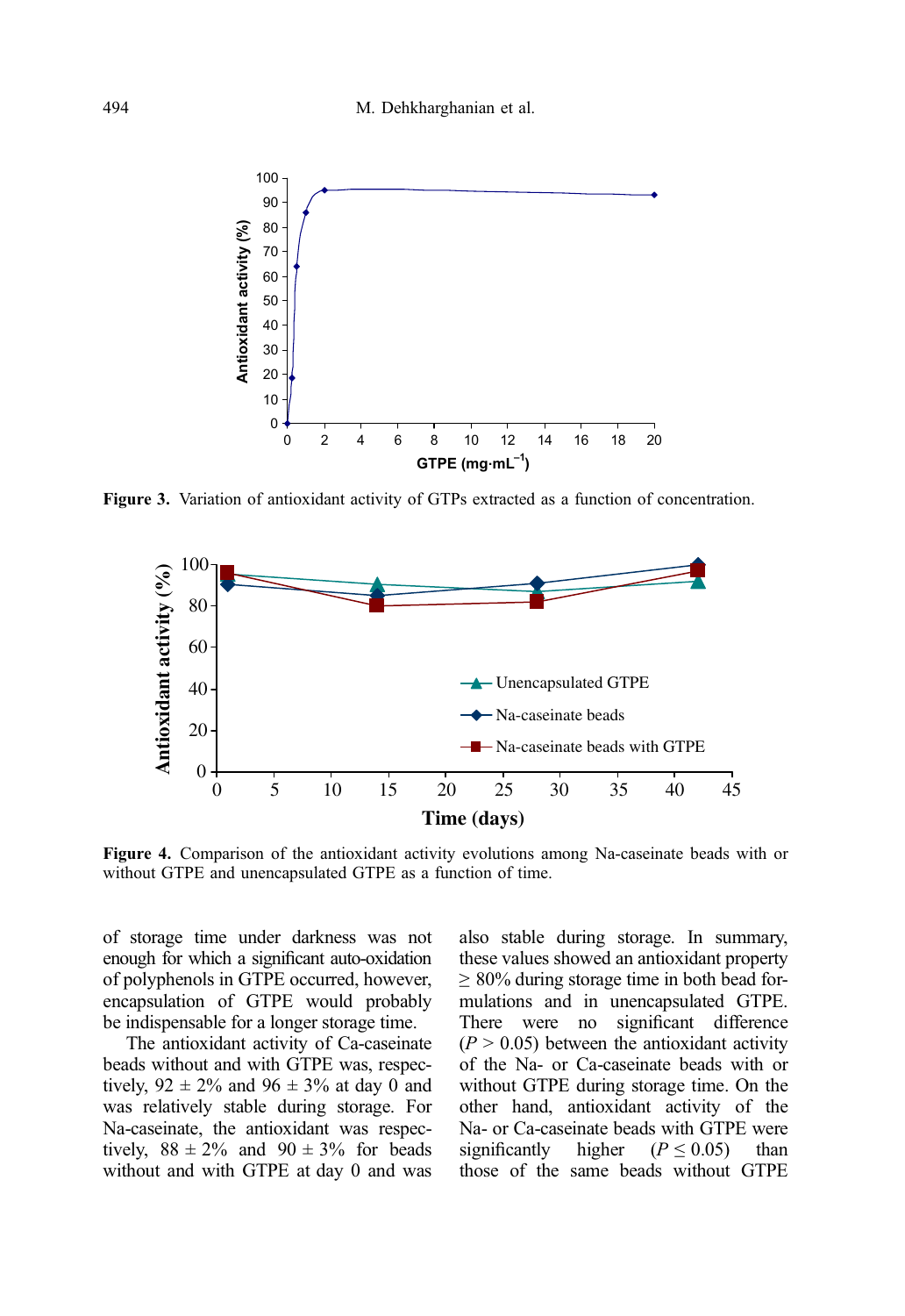**Figure 3.** Variation of antioxidant activity of GTPs extracted as a function of concentration.

**Figure 4.** Comparison of the antioxidant activity evolutions among Na-caseinate beads with or without GTPE and unencapsulated GTPE as a function of time.

of storage time under darkness was not enough for which a significant auto-oxidation of polyphenols in GTPE occurred, however, encapsulation of GTPE would probably be indispensable for a longer storage time.

The antioxidant activity of Ca-caseinate beads without and with GTPE was, respectively, 92 ± 2% and 96 ± 3% at day 0 and was relatively stable during storage. For Na-caseinate, the antioxidant was respectively, 88 ± 2% and 90 ± 3% for beads without and with GTPE at day 0 and was also stable during storage. In summary, these values showed an antioxidant property ≥ 80% during storage time in both bead formulations and in unencapsulated GTPE. There were no significant difference ($P > 0.05$) between the antioxidant activity of the Na- or Ca-caseinate beads with or without GTPE during storage time. On the other hand, antioxidant activity of the Na- or Ca-caseinate beads with GTPE were significantly higher ($P \leq 0.05$) than those of the same beads without GTPE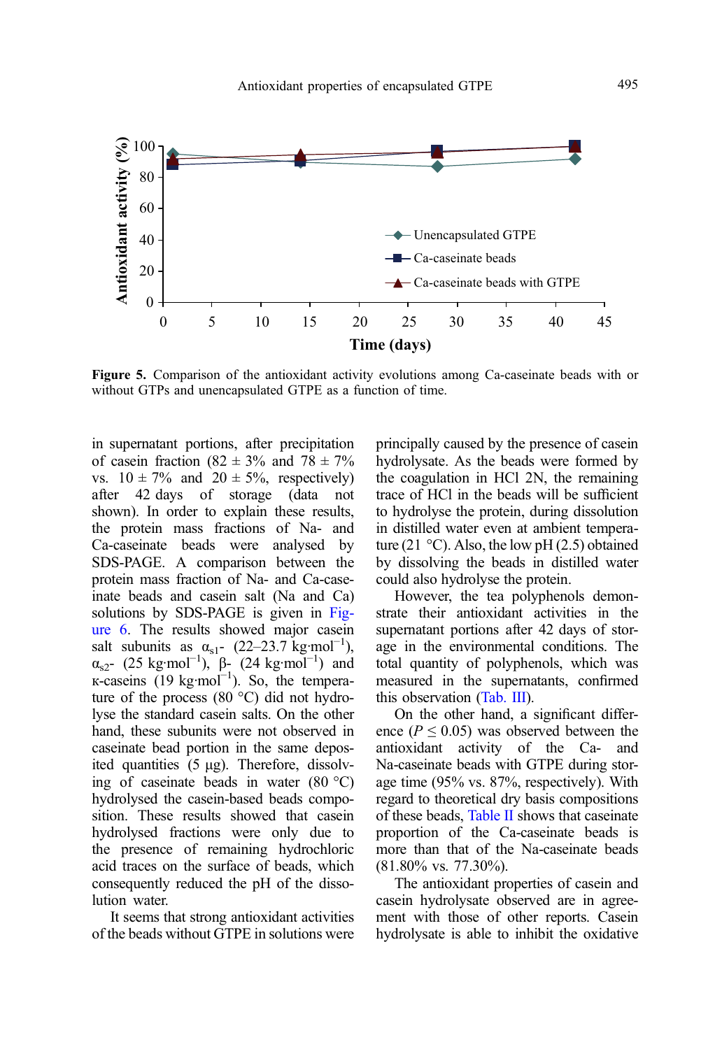**Figure 5.** Comparison of the antioxidant activity evolutions among Ca-caseinate beads with or without GTPs and unencapsulated GTPE as a function of time.

in supernatant portions, after precipitation of casein fraction (82 ± 3% and 78 ± 7% vs. 10 ± 7% and 20 ± 5%, respectively) after 42 days of storage (data not shown). In order to explain these results, the protein mass fractions of Na- and Ca-caseinate beads were analysed by SDS-PAGE. A comparison between the protein mass fraction of Na- and Ca-caseinate beads and casein salt (Na and Ca) solutions by SDS-PAGE is given in Figure 6. The results showed major casein salt subunits as $\alpha_{s1}$- (22–23.7 $kg{\cdot}mol^{-1}$), $\alpha_{s2}$- (25 $kg{\cdot}mol^{-1}$), β- (24 $kg{\cdot}mol^{-1}$) and κ-caseins (19 $kg{\cdot}mol^{-1}$). So, the temperature of the process (80 °C) did not hydrolyse the standard casein salts. On the other hand, these subunits were not observed in the caseinate bead portion in the same deposited quantities (5 μg). Therefore, dissolving of caseinate beads in water (80 °C) hydrolysed the casein-based beads composition. These results showed that casein hydrolysed fractions were only due to the presence of remaining hydrochloric acid traces on the surface of beads, which consequently reduced the pH of the dissolution water.

It seems that strong antioxidant activities of the beads without GTPE in solutions were principally caused by the presence of casein hydrolysate. As the beads were formed by the coagulation in HCl 2N, the remaining trace of HCl in the beads will be sufficient to hydrolyse the protein, during dissolution in distilled water even at ambient temperature (21 °C). Also, the low pH (2.5) obtained by dissolving the beads in distilled water could also hydrolyse the protein.

However, the tea polyphenols demonstrate their antioxidant activities in the supernatant portions after 42 days of storage in the environmental conditions. The total quantity of polyphenols, which was measured in the supernatants, confirmed this observation (Tab. III).

On the other hand, a significant difference ($P \leq 0.05$) was observed between the antioxidant activity of the Ca- and Na-caseinate beads with GTPE during storage time (95% vs. 87%, respectively). With regard to theoretical dry basis compositions of these beads, Table II shows that caseinate proportion of the Ca-caseinate beads is more than that of the Na-caseinate beads (81.80% vs. 77.30%).

The antioxidant properties of casein and casein hydrolysate observed are in agreement with those of other reports. Casein hydrolysate is able to inhibit the oxidative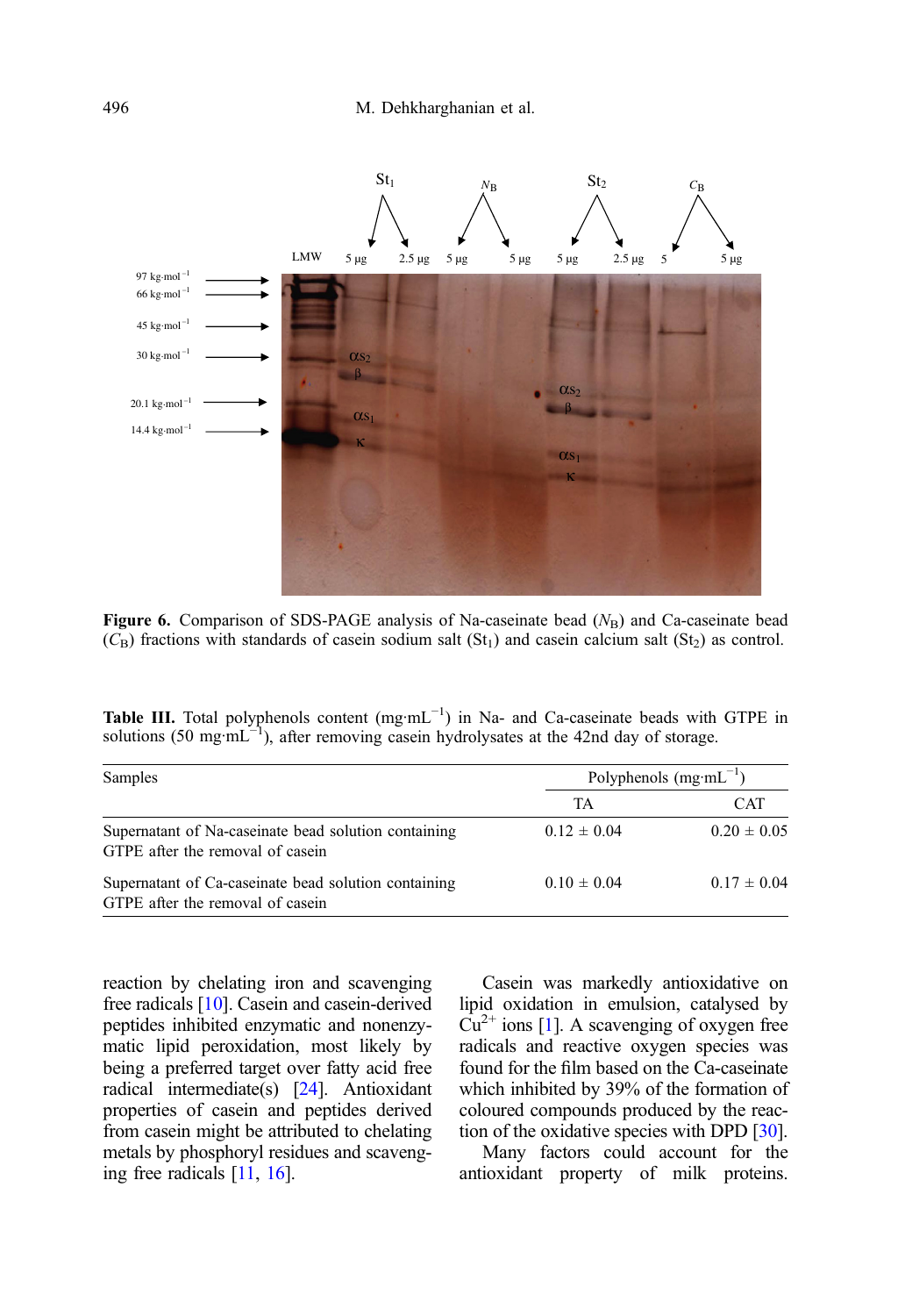**Figure 6.** Comparison of SDS-PAGE analysis of Na-caseinate bead ($N_B$) and Ca-caseinate bead ($C_B$) fractions with standards of casein sodium salt ($St_1$) and casein calcium salt ($St_2$) as control.

**Table III.** Total polyphenols content (mg·mL$^{-1}$) in Na- and Ca-caseinate beads with GTPE in solutions (50 mg·mL$^{-1}$), after removing casein hydrolysates at the 42nd day of storage.

| Samples | Polyphenols (mg·mL$^{-1}$) | |
|---|---|---|
| | TA | CAT |
| Supernatant of Na-caseinate bead solution containing GTPE after the removal of casein | 0.12 ± 0.04 | 0.20 ± 0.05 |
| Supernatant of Ca-caseinate bead solution containing GTPE after the removal of casein | 0.10 ± 0.04 | 0.17 ± 0.04 |

reaction by chelating iron and scavenging free radicals [10]. Casein and casein-derived peptides inhibited enzymatic and nonenzymatic lipid peroxidation, most likely by being a preferred target over fatty acid free radical intermediate(s) [24]. Antioxidant properties of casein and peptides derived from casein might be attributed to chelating metals by phosphoryl residues and scavenging free radicals [11, 16].

Casein was markedly antioxidative on lipid oxidation in emulsion, catalysed by $Cu^{2+}$ ions [1]. A scavenging of oxygen free radicals and reactive oxygen species was found for the film based on the Ca-caseinate which inhibited by 39% of the formation of coloured compounds produced by the reaction of the oxidative species with DPD [30].

Many factors could account for the antioxidant property of milk proteins.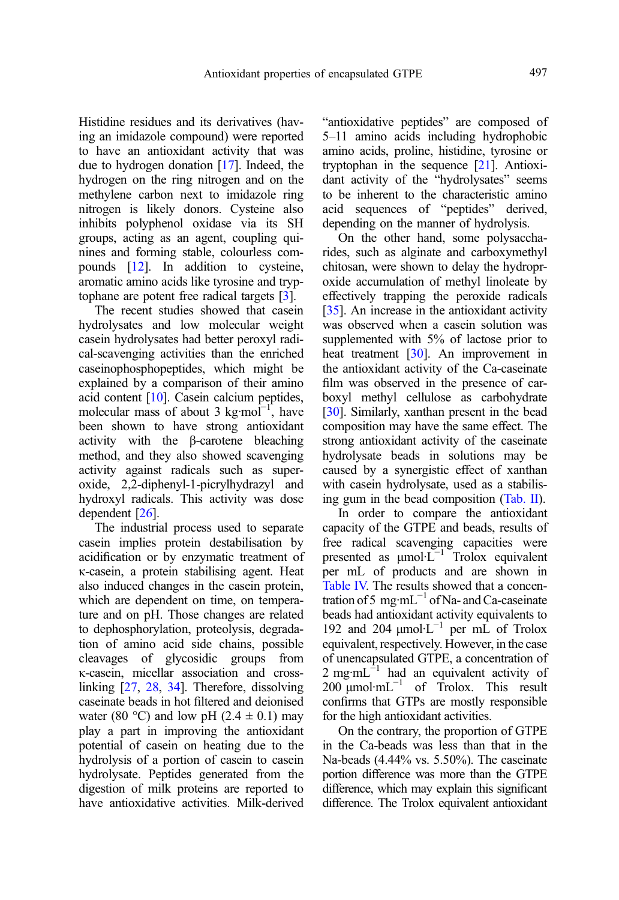Histidine residues and its derivatives (having an imidazole compound) were reported to have an antioxidant activity that was due to hydrogen donation [17]. Indeed, the hydrogen on the ring nitrogen and on the methylene carbon next to imidazole ring nitrogen is likely donors. Cysteine also inhibits polyphenol oxidase via its SH groups, acting as an agent, coupling quinines and forming stable, colourless compounds [12]. In addition to cysteine, aromatic amino acids like tyrosine and tryptophane are potent free radical targets [3].

The recent studies showed that casein hydrolysates and low molecular weight casein hydrolysates had better peroxyl radical-scavenging activities than the enriched caseinophosphopeptides, which might be explained by a comparison of their amino acid content [10]. Casein calcium peptides, molecular mass of about 3 $kg \cdot mol^{-1}$, have been shown to have strong antioxidant activity with the β-carotene bleaching method, and they also showed scavenging activity against radicals such as superoxide, 2,2-diphenyl-1-picrylhydrazyl and hydroxyl radicals. This activity was dose dependent [26].

The industrial process used to separate casein implies protein destabilisation by acidification or by enzymatic treatment of κ-casein, a protein stabilising agent. Heat also induced changes in the casein protein, which are dependent on time, on temperature and on pH. Those changes are related to dephosphorylation, proteolysis, degradation of amino acid side chains, possible cleavages of glycosidic groups from κ-casein, micellar association and cross-linking [27, 28, 34]. Therefore, dissolving caseinate beads in hot filtered and deionised water (80 °C) and low pH (2.4 ± 0.1) may play a part in improving the antioxidant potential of casein on heating due to the hydrolysis of a portion of casein to casein hydrolysate. Peptides generated from the digestion of milk proteins are reported to have antioxidative activities. Milk-derived "antioxidative peptides" are composed of 5–11 amino acids including hydrophobic amino acids, proline, histidine, tyrosine or tryptophan in the sequence [21]. Antioxidant activity of the "hydrolysates" seems to be inherent to the characteristic amino acid sequences of "peptides" derived, depending on the manner of hydrolysis.

On the other hand, some polysaccharides, such as alginate and carboxymethyl chitosan, were shown to delay the hydroperoxide accumulation of methyl linoleate by effectively trapping the peroxide radicals [35]. An increase in the antioxidant activity was observed when a casein solution was supplemented with 5% of lactose prior to heat treatment [30]. An improvement in the antioxidant activity of the Ca-caseinate film was observed in the presence of carboxyl methyl cellulose as carbohydrate [30]. Similarly, xanthan present in the bead composition may have the same effect. The strong antioxidant activity of the caseinate hydrolysate beads in solutions may be caused by a synergistic effect of xanthan with casein hydrolysate, used as a stabilising gum in the bead composition (Tab. II).

In order to compare the antioxidant capacity of the GTPE and beads, results of free radical scavenging capacities were presented as $\mu mol \cdot L^{-1}$ Trolox equivalent per mL of products and are shown in Table IV. The results showed that a concentration of 5 $mg \cdot mL^{-1}$ of Na- and Ca-caseinate beads had antioxidant activity equivalents to 192 and 204 $\mu mol \cdot L^{-1}$ per mL of Trolox equivalent, respectively. However, in the case of unencapsulated GTPE, a concentration of 2 $mg \cdot mL^{-1}$ had an equivalent activity of 200 $\mu mol \cdot mL^{-1}$ of Trolox. This result confirms that GTPs are mostly responsible for the high antioxidant activities.

On the contrary, the proportion of GTPE in the Ca-beads was less than that in the Na-beads (4.44% vs. 5.50%). The caseinate portion difference was more than the GTPE difference, which may explain this significant difference. The Trolox equivalent antioxidant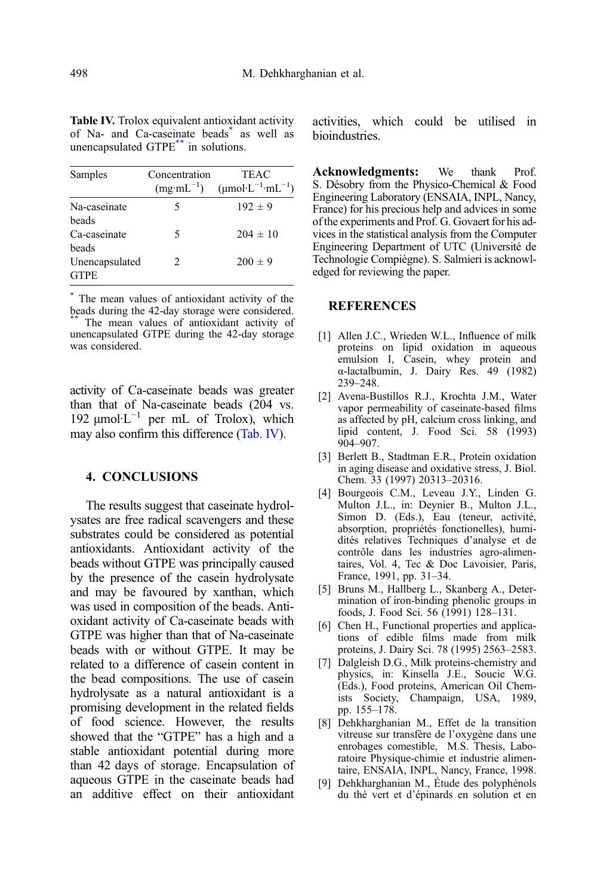**Table IV.** Trolox equivalent antioxidant activity of Na- and Ca-caseinate beads* as well as unencapsulated GTPE** in solutions.

| Samples | Concentration ($mg \cdot mL^{-1}$) | TEAC ($\mu mol \cdot L^{-1} \cdot mL^{-1}$) |
|---|---|---|
| Na-caseinate beads | 5 | 192 ± 9 |
| Ca-caseinate beads | 5 | 204 ± 10 |
| Unencapsulated GTPE | 2 | 200 ± 9 |

\* The mean values of antioxidant activity of the beads during the 42-day storage were considered.
\*\* The mean values of antioxidant activity of unencapsulated GTPE during the 42-day storage was considered.

activity of Ca-caseinate beads was greater than that of Na-caseinate beads (204 vs. 192 $\mu mol \cdot L^{-1}$ per mL of Trolox), which may also confirm this difference (Tab. IV).

## 4. CONCLUSIONS

The results suggest that caseinate hydrolysates are free radical scavengers and these substrates could be considered as potential antioxidants. Antioxidant activity of the beads without GTPE was principally caused by the presence of the casein hydrolysate and may be favoured by xanthan, which was used in composition of the beads. Antioxidant activity of Ca-caseinate beads with GTPE was higher than that of Na-caseinate beads with or without GTPE. It may be related to a difference of casein content in the bead compositions. The use of casein hydrolysate as a natural antioxidant is a promising development in the related fields of food science. However, the results showed that the "GTPE" has a high and a stable antioxidant potential during more than 42 days of storage. Encapsulation of aqueous GTPE in the caseinate beads had an additive effect on their antioxidant activities, which could be utilised in bioindustries.

**Acknowledgments:** We thank Prof. S. Désobry from the Physico-Chemical & Food Engineering Laboratory (ENSAIA, INPL, Nancy, France) for his precious help and advices in some of the experiments and Prof. G. Govaert for his advices in the statistical analysis from the Computer Engineering Department of UTC (Université de Technologie Compiègne). S. Salmieri is acknowledged for reviewing the paper.

## REFERENCES

[1] Allen J.C., Wrieden W.L., Influence of milk proteins on lipid oxidation in aqueous emulsion I, Casein, whey protein and α-lactalbumin, J. Dairy Res. 49 (1982) 239–248.

[2] Avena-Bustillos R.J., Krochta J.M., Water vapor permeability of caseinate-based films as affected by pH, calcium cross linking, and lipid content, J. Food Sci. 58 (1993) 904–907.

[3] Berlett B., Stadtman E.R., Protein oxidation in aging disease and oxidative stress, J. Biol. Chem. 33 (1997) 20313–20316.

[4] Bourgeois C.M., Leveau J.Y., Linden G. Multon J.L., in: Deynier B., Multon J.L., Simon D. (Eds.), Eau (teneur, activité, absorption, propriétés fonctionelles), humidités relatives Techniques d'analyse et de contrôle dans les industries agro-alimentaires, Vol. 4, Tec & Doc Lavoisier, Paris, France, 1991, pp. 31–34.

[5] Bruns M., Hallberg L., Skanberg A., Determination of iron-binding phenolic groups in foods, J. Food Sci. 56 (1991) 128–131.

[6] Chen H., Functional properties and applications of edible films made from milk proteins, J. Dairy Sci. 78 (1995) 2563–2583.

[7] Dalgleish D.G., Milk proteins-chemistry and physics, in: Kinsella J.E., Soucie W.G. (Eds.), Food proteins, American Oil Chemists Society, Champaign, USA, 1989, pp. 155–178.

[8] Dehkharghanian M., Effet de la transition vitreuse sur transfère de l'oxygène dans une enrobages comestible, M.S. Thesis, Laboratoire Physique-chimie et industrie alimentaire, ENSAIA, INPL, Nancy, France, 1998.

[9] Dehkharghanian M., Étude des polyphénols du thé vert et d'épinards en solution et en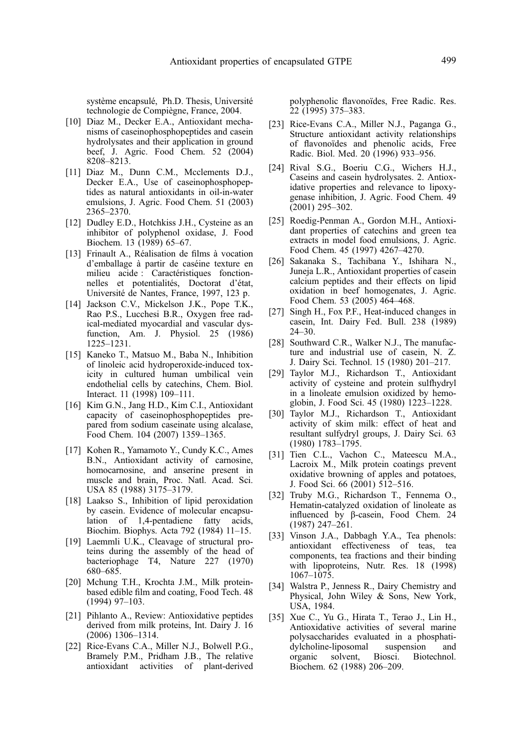système encapsulé, Ph.D. Thesis, Université technologie de Compiègne, France, 2004.

[10] Diaz M., Decker E.A., Antioxidant mechanisms of caseinophosphopeptides and casein hydrolysates and their application in ground beef, J. Agric. Food Chem. 52 (2004) 8208–8213.

[11] Diaz M., Dunn C.M., Mcclements D.J., Decker E.A., Use of caseinophosphopeptides as natural antioxidants in oil-in-water emulsions, J. Agric. Food Chem. 51 (2003) 2365–2370.

[12] Dudley E.D., Hotchkiss J.H., Cysteine as an inhibitor of polyphenol oxidase, J. Food Biochem. 13 (1989) 65–67.

[13] Frinault A., Réalisation de films à vocation d'emballage à partir de caséine texture en milieu acide : Caractéristiques fonctionnelles et potentialités, Doctorat d'état, Université de Nantes, France, 1997, 123 p.

[14] Jackson C.V., Mickelson J.K., Pope T.K., Rao P.S., Lucchesi B.R., Oxygen free radical-mediated myocardial and vascular dysfunction, Am. J. Physiol. 25 (1986) 1225–1231.

[15] Kaneko T., Matsuo M., Baba N., Inhibition of linoleic acid hydroperoxide-induced toxicity in cultured human umbilical vein endothelial cells by catechins, Chem. Biol. Interact. 11 (1998) 109–111.

[16] Kim G.N., Jang H.D., Kim C.I., Antioxidant capacity of caseinophosphopeptides prepared from sodium caseinate using alcalase, Food Chem. 104 (2007) 1359–1365.

[17] Kohen R., Yamamoto Y., Cundy K.C., Ames B.N., Antioxidant activity of carnosine, homocarnosine, and anserine present in muscle and brain, Proc. Natl. Acad. Sci. USA 85 (1988) 3175–3179.

[18] Laakso S., Inhibition of lipid peroxidation by casein. Evidence of molecular encapsulation of 1,4-pentadiene fatty acids, Biochim. Biophys. Acta 792 (1984) 11–15.

[19] Laemmli U.K., Cleavage of structural proteins during the assembly of the head of bacteriophage T4, Nature 227 (1970) 680–685.

[20] Mchung T.H., Krochta J.M., Milk protein-based edible film and coating, Food Tech. 48 (1994) 97–103.

[21] Pihlanto A., Review: Antioxidative peptides derived from milk proteins, Int. Dairy J. 16 (2006) 1306–1314.

[22] Rice-Evans C.A., Miller N.J., Bolwell P.G., Bramely P.M., Pridham J.B., The relative antioxidant activities of plant-derived polyphenolic flavonoïdes, Free Radic. Res. 22 (1995) 375–383.

[23] Rice-Evans C.A., Miller N.J., Paganga G., Structure antioxidant activity relationships of flavonoïdes and phenolic acids, Free Radic. Biol. Med. 20 (1996) 933–956.

[24] Rival S.G., Boeriu C.G., Wichers H.J., Caseins and casein hydrolysates. 2. Antioxidative properties and relevance to lipoxygenase inhibition, J. Agric. Food Chem. 49 (2001) 295–302.

[25] Roedig-Penman A., Gordon M.H., Antioxidant properties of catechins and green tea extracts in model food emulsions, J. Agric. Food Chem. 45 (1997) 4267–4270.

[26] Sakanaka S., Tachibana Y., Ishihara N., Juneja L.R., Antioxidant properties of casein calcium peptides and their effects on lipid oxidation in beef homogenates, J. Agric. Food Chem. 53 (2005) 464–468.

[27] Singh H., Fox P.F., Heat-induced changes in casein, Int. Dairy Fed. Bull. 238 (1989) 24–30.

[28] Southward C.R., Walker N.J., The manufacture and industrial use of casein, N. Z. J. Dairy Sci. Technol. 15 (1980) 201–217.

[29] Taylor M.J., Richardson T., Antioxidant activity of cysteine and protein sulfhydryl in a linoleate emulsion oxidized by hemoglobin, J. Food Sci. 45 (1980) 1223–1228.

[30] Taylor M.J., Richardson T., Antioxidant activity of skim milk: effect of heat and resultant sulfydryl groups, J. Dairy Sci. 63 (1980) 1783–1795.

[31] Tien C.L., Vachon C., Mateescu M.A., Lacroix M., Milk protein coatings prevent oxidative browning of apples and potatoes, J. Food Sci. 66 (2001) 512–516.

[32] Truby M.G., Richardson T., Fennema O., Hematin-catalyzed oxidation of linoleate as influenced by β-casein, Food Chem. 24 (1987) 247–261.

[33] Vinson J.A., Dabbagh Y.A., Tea phenols: antioxidant effectiveness of teas, tea components, tea fractions and their binding with lipoproteins, Nutr. Res. 18 (1998) 1067–1075.

[34] Walstra P., Jenness R., Dairy Chemistry and Physical, John Wiley & Sons, New York, USA, 1984.

[35] Xue C., Yu G., Hirata T., Terao J., Lin H., Antioxidative activities of several marine polysaccharides evaluated in a phosphatidylcholine-liposomal suspension and organic solvent, Biosci. Biotechnol. Biochem. 62 (1988) 206–209.